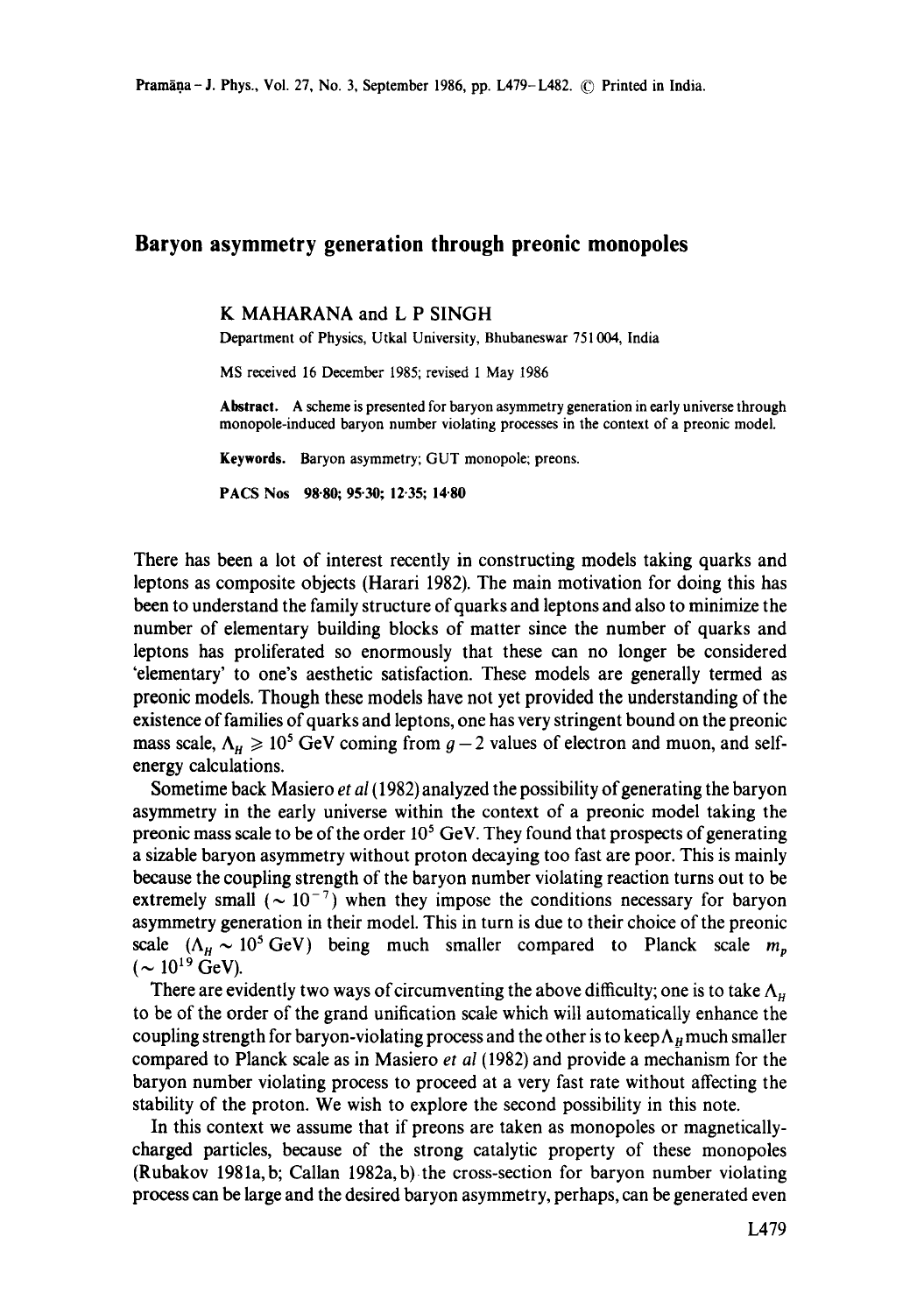# Baryon asymmetry generation through preonic monopoles

K MAHARANA and L P SINGH

Department of Physics, Utkal University, Bhubaneswar 751 004, India

MS received 16 December 1985; revised 1 May 1986

**Abstract.** A scheme is presented for baryon asymmetry generation in early universe through monopole-induced baryon number violating processes in the context of a preonic model.

**Keywords.** Baryon asymmetry; GUT monopole; preons.

**PACS Nos** 98·80; 95·30; 12·35; 14·80

There has been a lot of interest recently in constructing models taking quarks and leptons as composite objects (Harari 1982). The main motivation for doing this has been to understand the family structure of quarks and leptons and also to minimize the number of elementary building blocks of matter since the number of quarks and leptons has proliferated so enormously that these can no longer be considered 'elementary' to one's aesthetic satisfaction. These models are generally termed as preonic models. Though these models have not yet provided the understanding of the existence of families of quarks and leptons, one has very stringent bound on the preonic mass scale, $\Lambda_H \geqslant 10^5$ GeV coming from $g-2$ values of electron and muon, and self-energy calculations.

Sometime back Masiero *et al* (1982) analyzed the possibility of generating the baryon asymmetry in the early universe within the context of a preonic model taking the preonic mass scale to be of the order $10^5$ GeV. They found that prospects of generating a sizable baryon asymmetry without proton decaying too fast are poor. This is mainly because the coupling strength of the baryon number violating reaction turns out to be extremely small ($\sim 10^{-7}$) when they impose the conditions necessary for baryon asymmetry generation in their model. This in turn is due to their choice of the preonic scale ($\Lambda_H \sim 10^5$ GeV) being much smaller compared to Planck scale $m_p$ ($\sim 10^{19}$ GeV).

There are evidently two ways of circumventing the above difficulty; one is to take $\Lambda_H$ to be of the order of the grand unification scale which will automatically enhance the coupling strength for baryon-violating process and the other is to keep $\Lambda_H$ much smaller compared to Planck scale as in Masiero *et al* (1982) and provide a mechanism for the baryon number violating process to proceed at a very fast rate without affecting the stability of the proton. We wish to explore the second possibility in this note.

In this context we assume that if preons are taken as monopoles or magnetically-charged particles, because of the strong catalytic property of these monopoles (Rubakov 1981a, b; Callan 1982a, b) the cross-section for baryon number violating process can be large and the desired baryon asymmetry, perhaps, can be generated even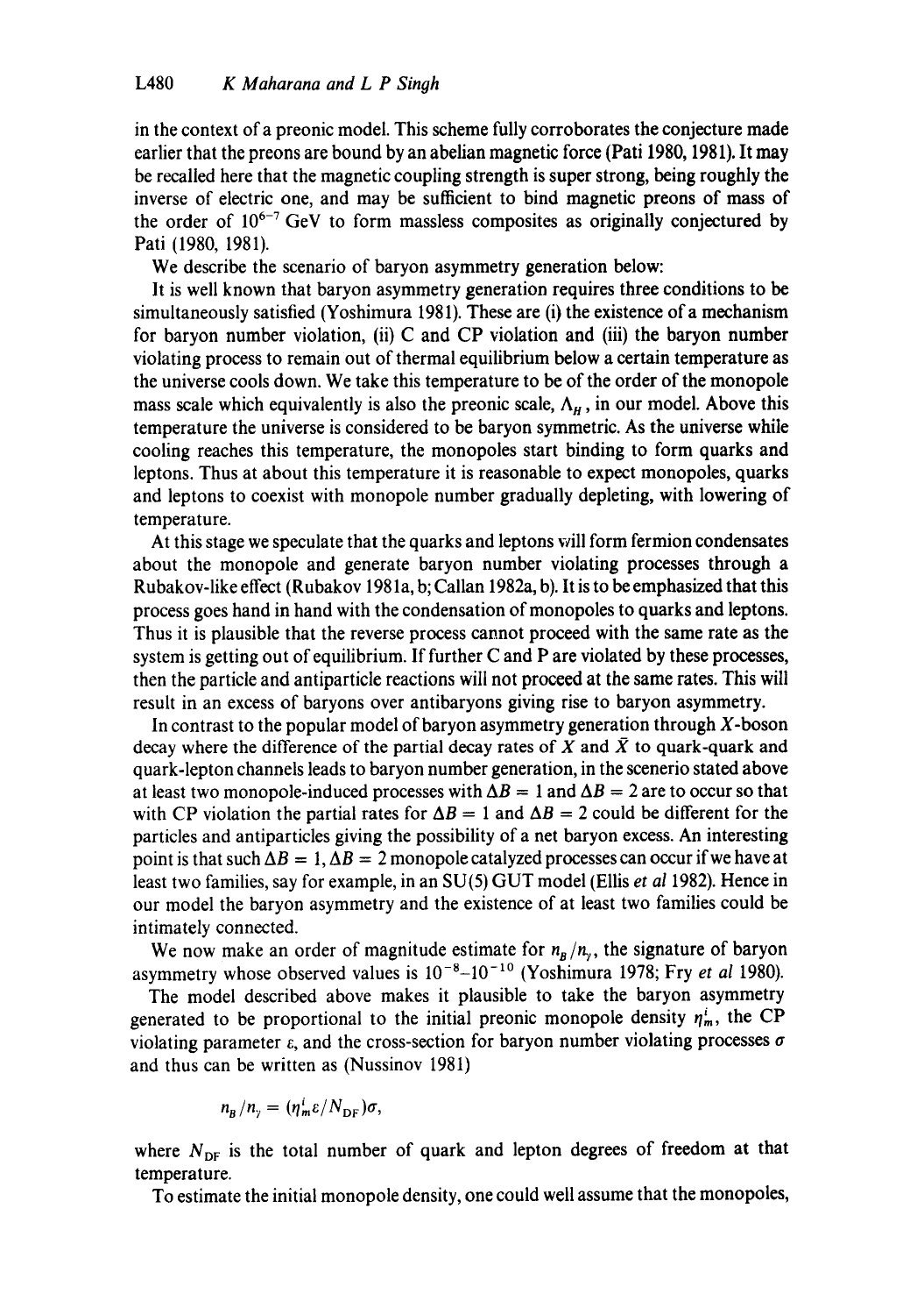in the context of a preonic model. This scheme fully corroborates the conjecture made earlier that the preons are bound by an abelian magnetic force (Pati 1980, 1981). It may be recalled here that the magnetic coupling strength is super strong, being roughly the inverse of electric one, and may be sufficient to bind magnetic preons of mass of the order of $10^{6-7}$ GeV to form massless composites as originally conjectured by Pati (1980, 1981).

We describe the scenario of baryon asymmetry generation below:

It is well known that baryon asymmetry generation requires three conditions to be simultaneously satisfied (Yoshimura 1981). These are (i) the existence of a mechanism for baryon number violation, (ii) C and CP violation and (iii) the baryon number violating process to remain out of thermal equilibrium below a certain temperature as the universe cools down. We take this temperature to be of the order of the monopole mass scale which equivalently is also the preonic scale, $\Lambda_H$, in our model. Above this temperature the universe is considered to be baryon symmetric. As the universe while cooling reaches this temperature, the monopoles start binding to form quarks and leptons. Thus at about this temperature it is reasonable to expect monopoles, quarks and leptons to coexist with monopole number gradually depleting, with lowering of temperature.

At this stage we speculate that the quarks and leptons will form fermion condensates about the monopole and generate baryon number violating processes through a Rubakov-like effect (Rubakov 1981a, b; Callan 1982a, b). It is to be emphasized that this process goes hand in hand with the condensation of monopoles to quarks and leptons. Thus it is plausible that the reverse process cannot proceed with the same rate as the system is getting out of equilibrium. If further C and P are violated by these processes, then the particle and antiparticle reactions will not proceed at the same rates. This will result in an excess of baryons over antibaryons giving rise to baryon asymmetry.

In contrast to the popular model of baryon asymmetry generation through $X$-boson decay where the difference of the partial decay rates of $X$ and $\bar{X}$ to quark-quark and quark-lepton channels leads to baryon number generation, in the scenerio stated above at least two monopole-induced processes with $\Delta B = 1$ and $\Delta B = 2$ are to occur so that with CP violation the partial rates for $\Delta B = 1$ and $\Delta B = 2$ could be different for the particles and antiparticles giving the possibility of a net baryon excess. An interesting point is that such $\Delta B = 1$, $\Delta B = 2$ monopole catalyzed processes can occur if we have at least two families, say for example, in an SU(5) GUT model (Ellis *et al* 1982). Hence in our model the baryon asymmetry and the existence of at least two families could be intimately connected.

We now make an order of magnitude estimate for $n_B/n_\gamma$, the signature of baryon asymmetry whose observed values is $10^{-8}$–$10^{-10}$ (Yoshimura 1978; Fry *et al* 1980).

The model described above makes it plausible to take the baryon asymmetry generated to be proportional to the initial preonic monopole density $\eta_m^i$, the CP violating parameter $\varepsilon$, and the cross-section for baryon number violating processes $\sigma$ and thus can be written as (Nussinov 1981)

$$n_B/n_\gamma = (\eta_m^i \varepsilon / N_{\mathrm{DF}})\sigma,$$

where $N_{\mathrm{DF}}$ is the total number of quark and lepton degrees of freedom at that temperature.

To estimate the initial monopole density, one could well assume that the monopoles,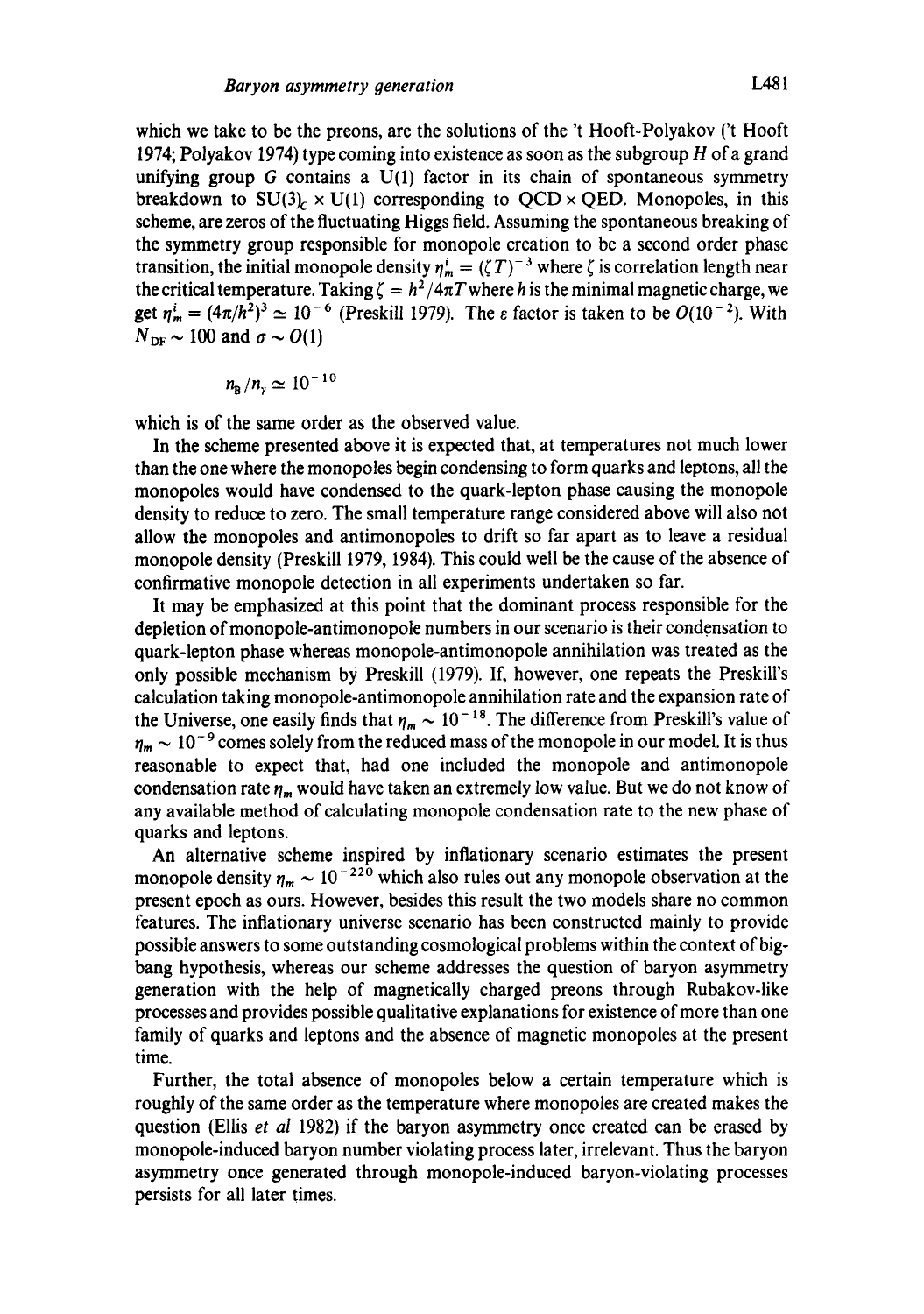which we take to be the preons, are the solutions of the 't Hooft-Polyakov ('t Hooft 1974; Polyakov 1974) type coming into existence as soon as the subgroup $H$ of a grand unifying group $G$ contains a U(1) factor in its chain of spontaneous symmetry breakdown to $SU(3)_C \times U(1)$ corresponding to QCD $\times$ QED. Monopoles, in this scheme, are zeros of the fluctuating Higgs field. Assuming the spontaneous breaking of the symmetry group responsible for monopole creation to be a second order phase transition, the initial monopole density $\eta_m^i = (\zeta T)^{-3}$ where $\zeta$ is correlation length near the critical temperature. Taking $\zeta = h^2/4\pi T$ where $h$ is the minimal magnetic charge, we get $\eta_m^i = (4\pi/h^2)^3 \simeq 10^{-6}$ (Preskill 1979). The $\varepsilon$ factor is taken to be $O(10^{-2})$. With $N_{DF} \sim 100$ and $\sigma \sim O(1)$

$$n_B/n_\gamma \simeq 10^{-10}$$

which is of the same order as the observed value.

In the scheme presented above it is expected that, at temperatures not much lower than the one where the monopoles begin condensing to form quarks and leptons, all the monopoles would have condensed to the quark-lepton phase causing the monopole density to reduce to zero. The small temperature range considered above will also not allow the monopoles and antimonopoles to drift so far apart as to leave a residual monopole density (Preskill 1979, 1984). This could well be the cause of the absence of confirmative monopole detection in all experiments undertaken so far.

It may be emphasized at this point that the dominant process responsible for the depletion of monopole-antimonopole numbers in our scenario is their condensation to quark-lepton phase whereas monopole-antimonopole annihilation was treated as the only possible mechanism by Preskill (1979). If, however, one repeats the Preskill's calculation taking monopole-antimonopole annihilation rate and the expansion rate of the Universe, one easily finds that $\eta_m \sim 10^{-18}$. The difference from Preskill's value of $\eta_m \sim 10^{-9}$ comes solely from the reduced mass of the monopole in our model. It is thus reasonable to expect that, had one included the monopole and antimonopole condensation rate $\eta_m$ would have taken an extremely low value. But we do not know of any available method of calculating monopole condensation rate to the new phase of quarks and leptons.

An alternative scheme inspired by inflationary scenario estimates the present monopole density $\eta_m \sim 10^{-220}$ which also rules out any monopole observation at the present epoch as ours. However, besides this result the two models share no common features. The inflationary universe scenario has been constructed mainly to provide possible answers to some outstanding cosmological problems within the context of big-bang hypothesis, whereas our scheme addresses the question of baryon asymmetry generation with the help of magnetically charged preons through Rubakov-like processes and provides possible qualitative explanations for existence of more than one family of quarks and leptons and the absence of magnetic monopoles at the present time.

Further, the total absence of monopoles below a certain temperature which is roughly of the same order as the temperature where monopoles are created makes the question (Ellis *et al* 1982) if the baryon asymmetry once created can be erased by monopole-induced baryon number violating process later, irrelevant. Thus the baryon asymmetry once generated through monopole-induced baryon-violating processes persists for all later times.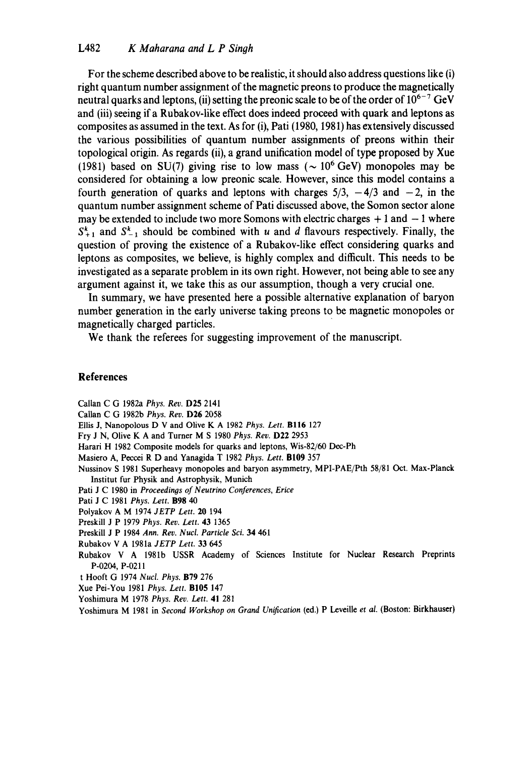For the scheme described above to be realistic, it should also address questions like (i) right quantum number assignment of the magnetic preons to produce the magnetically neutral quarks and leptons, (ii) setting the preonic scale to be of the order of $10^{6-7}$ GeV and (iii) seeing if a Rubakov-like effect does indeed proceed with quark and leptons as composites as assumed in the text. As for (i), Pati (1980, 1981) has extensively discussed the various possibilities of quantum number assignments of preons within their topological origin. As regards (ii), a grand unification model of type proposed by Xue (1981) based on SU(7) giving rise to low mass ($\sim 10^6$ GeV) monopoles may be considered for obtaining a low preonic scale. However, since this model contains a fourth generation of quarks and leptons with charges $5/3$, $-4/3$ and $-2$, in the quantum number assignment scheme of Pati discussed above, the Somon sector alone may be extended to include two more Somons with electric charges $+1$ and $-1$ where $S^k_{+1}$ and $S^k_{-1}$ should be combined with $u$ and $d$ flavours respectively. Finally, the question of proving the existence of a Rubakov-like effect considering quarks and leptons as composites, we believe, is highly complex and difficult. This needs to be investigated as a separate problem in its own right. However, not being able to see any argument against it, we take this as our assumption, though a very crucial one.

In summary, we have presented here a possible alternative explanation of baryon number generation in the early universe taking preons to be magnetic monopoles or magnetically charged particles.

We thank the referees for suggesting improvement of the manuscript.

## References

Callan C G 1982a *Phys. Rev.* **D25** 2141

Callan C G 1982b *Phys. Rev.* **D26** 2058

Ellis J, Nanopolous D V and Olive K A 1982 *Phys. Lett.* **B116** 127

Fry J N, Olive K A and Turner M S 1980 *Phys. Rev.* **D22** 2953

Harari H 1982 Composite models for quarks and leptons, Wis-82/60 Dec-Ph

Masiero A, Peccei R D and Yanagida T 1982 *Phys. Lett.* **B109** 357

Nussinov S 1981 Superheavy monopoles and baryon asymmetry, MPI-PAE/Pth 58/81 Oct. Max-Planck Institut fur Physik and Astrophysik, Munich

Pati J C 1980 in *Proceedings of Neutrino Conferences, Erice*

Pati J C 1981 *Phys. Lett.* **B98** 40

Polyakov A M 1974 *JETP Lett.* **20** 194

Preskill J P 1979 *Phys. Rev. Lett.* **43** 1365

Preskill J P 1984 *Ann. Rev. Nucl. Particle Sci.* **34** 461

Rubakov V A 1981a *JETP Lett.* **33** 645

Rubakov V A 1981b USSR Academy of Sciences Institute for Nuclear Research Preprints P-0204, P-0211

t Hooft G 1974 *Nucl. Phys.* **B79** 276

Xue Pei-You 1981 *Phys. Lett.* **B105** 147

Yoshimura M 1978 *Phys. Rev. Lett.* **41** 281

Yoshimura M 1981 in *Second Workshop on Grand Unification* (ed.) P Leveille *et al.* (Boston: Birkhauser)